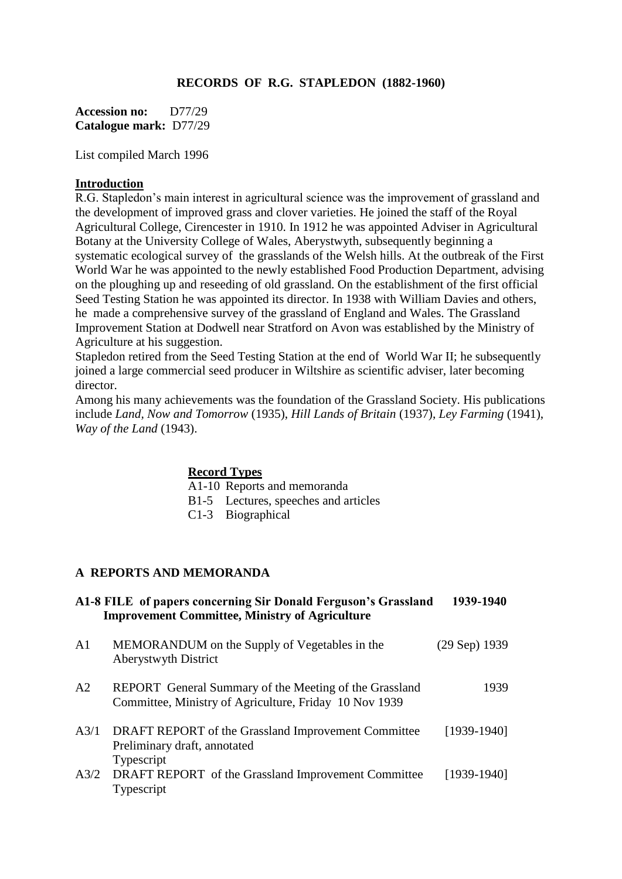# RECORDS OF R.G. STAPLEDON (1882-1960)

**Accession no:** D77/29
**Catalogue mark:** D77/29

List compiled March 1996

## Introduction

R.G. Stapledon's main interest in agricultural science was the improvement of grassland and the development of improved grass and clover varieties. He joined the staff of the Royal Agricultural College, Cirencester in 1910. In 1912 he was appointed Adviser in Agricultural Botany at the University College of Wales, Aberystwyth, subsequently beginning a systematic ecological survey of the grasslands of the Welsh hills. At the outbreak of the First World War he was appointed to the newly established Food Production Department, advising on the ploughing up and reseeding of old grassland. On the establishment of the first official Seed Testing Station he was appointed its director. In 1938 with William Davies and others, he made a comprehensive survey of the grassland of England and Wales. The Grassland Improvement Station at Dodwell near Stratford on Avon was established by the Ministry of Agriculture at his suggestion.

Stapledon retired from the Seed Testing Station at the end of World War II; he subsequently joined a large commercial seed producer in Wiltshire as scientific adviser, later becoming director.

Among his many achievements was the foundation of the Grassland Society. His publications include *Land, Now and Tomorrow* (1935), *Hill Lands of Britain* (1937), *Ley Farming* (1941), *Way of the Land* (1943).

## Record Types

- A1-10 Reports and memoranda
- B1-5 Lectures, speeches and articles
- C1-3 Biographical

## A REPORTS AND MEMORANDA

### A1-8 FILE of papers concerning Sir Donald Ferguson's Grassland Improvement Committee, Ministry of Agriculture — 1939-1940

| | | |
|---|---|---|
| A1 | MEMORANDUM on the Supply of Vegetables in the Aberystwyth District | (29 Sep) 1939 |
| A2 | REPORT General Summary of the Meeting of the Grassland Committee, Ministry of Agriculture, Friday 10 Nov 1939 | 1939 |
| A3/1 | DRAFT REPORT of the Grassland Improvement Committee<br>Preliminary draft, annotated<br>Typescript | [1939-1940] |
| A3/2 | DRAFT REPORT of the Grassland Improvement Committee<br>Typescript | [1939-1940] |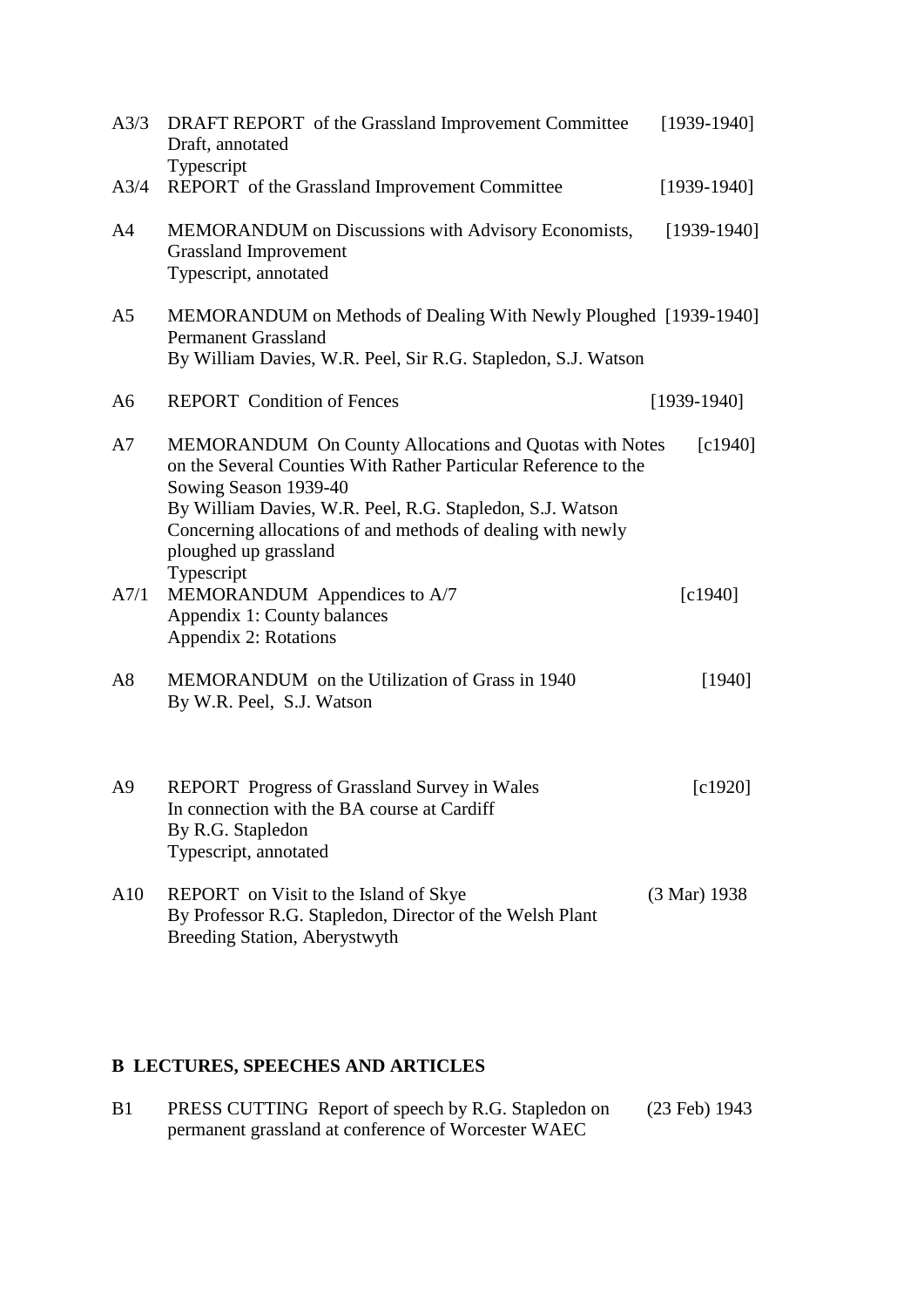A3/3 DRAFT REPORT of the Grassland Improvement Committee [1939-1940]
Draft, annotated
Typescript

A3/4 REPORT of the Grassland Improvement Committee [1939-1940]

A4 MEMORANDUM on Discussions with Advisory Economists, Grassland Improvement [1939-1940]
Typescript, annotated

A5 MEMORANDUM on Methods of Dealing With Newly Ploughed Permanent Grassland [1939-1940]
By William Davies, W.R. Peel, Sir R.G. Stapledon, S.J. Watson

A6 REPORT Condition of Fences [1939-1940]

A7 MEMORANDUM On County Allocations and Quotas with Notes on the Several Counties With Rather Particular Reference to the Sowing Season 1939-40 [c1940]
By William Davies, W.R. Peel, R.G. Stapledon, S.J. Watson
Concerning allocations of and methods of dealing with newly ploughed up grassland
Typescript

A7/1 MEMORANDUM Appendices to A/7 [c1940]
Appendix 1: County balances
Appendix 2: Rotations

A8 MEMORANDUM on the Utilization of Grass in 1940 [1940]
By W.R. Peel, S.J. Watson

A9 REPORT Progress of Grassland Survey in Wales [c1920]
In connection with the BA course at Cardiff
By R.G. Stapledon
Typescript, annotated

A10 REPORT on Visit to the Island of Skye (3 Mar) 1938
By Professor R.G. Stapledon, Director of the Welsh Plant Breeding Station, Aberystwyth

## B LECTURES, SPEECHES AND ARTICLES

B1 PRESS CUTTING Report of speech by R.G. Stapledon on permanent grassland at conference of Worcester WAEC (23 Feb) 1943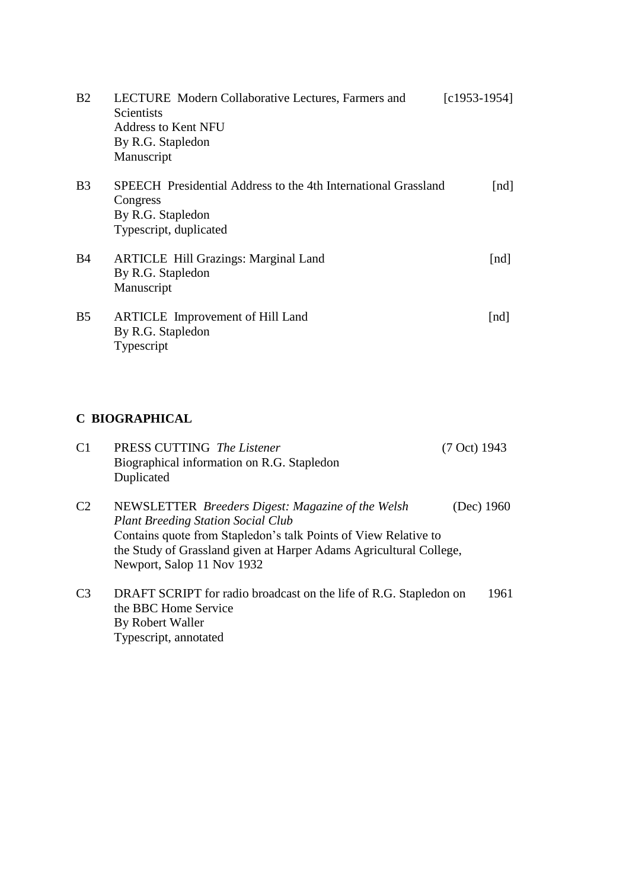B2 LECTURE Modern Collaborative Lectures, Farmers and Scientists [c1953-1954]
Address to Kent NFU
By R.G. Stapledon
Manuscript

B3 SPEECH Presidential Address to the 4th International Grassland Congress [nd]
By R.G. Stapledon
Typescript, duplicated

B4 ARTICLE Hill Grazings: Marginal Land [nd]
By R.G. Stapledon
Manuscript

B5 ARTICLE Improvement of Hill Land [nd]
By R.G. Stapledon
Typescript

## C BIOGRAPHICAL

C1 PRESS CUTTING *The Listener* (7 Oct) 1943
Biographical information on R.G. Stapledon
Duplicated

C2 NEWSLETTER *Breeders Digest: Magazine of the Welsh Plant Breeding Station Social Club* (Dec) 1960
Contains quote from Stapledon's talk Points of View Relative to the Study of Grassland given at Harper Adams Agricultural College, Newport, Salop 11 Nov 1932

C3 DRAFT SCRIPT for radio broadcast on the life of R.G. Stapledon on the BBC Home Service 1961
By Robert Waller
Typescript, annotated